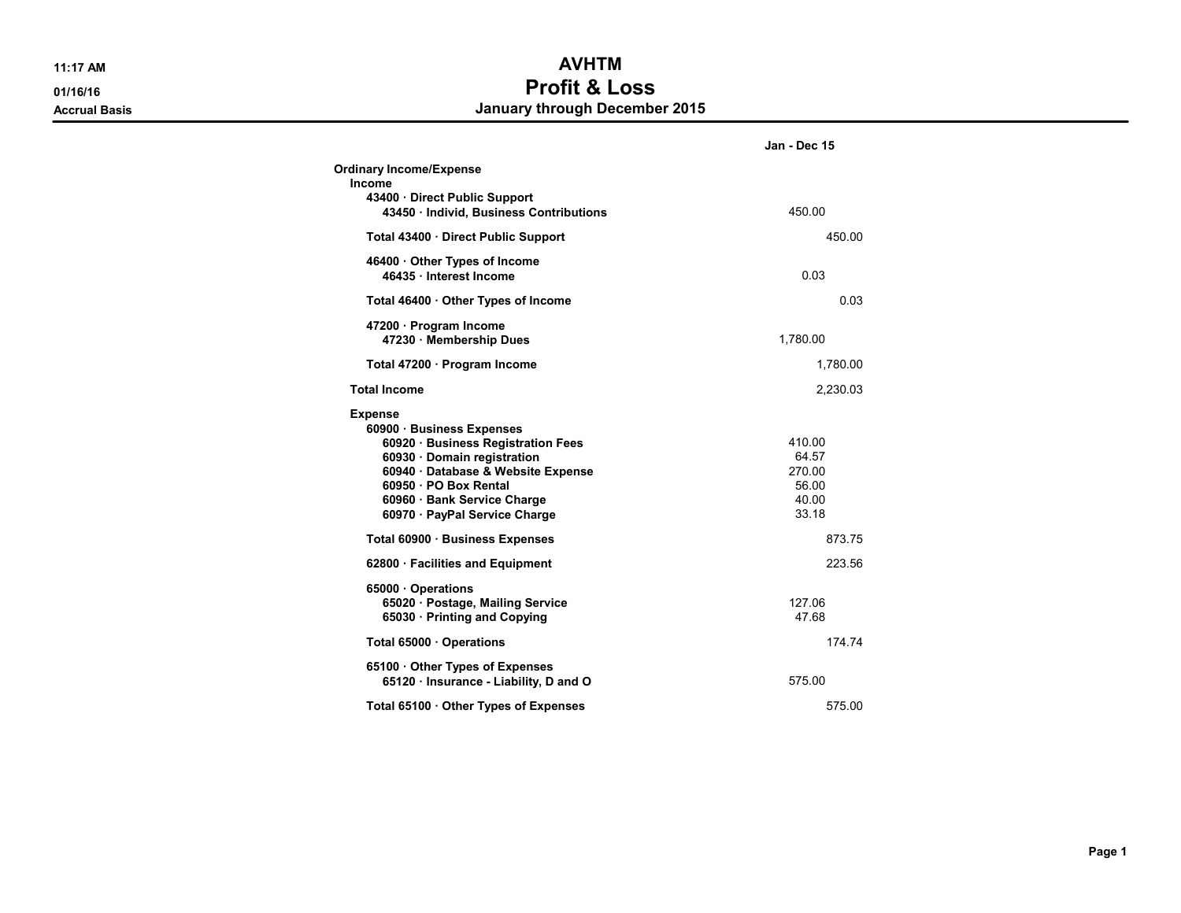11:17 AM

01/16/16

Accrual Basis

# AVHTM
## Profit & Loss
### January through December 2015

| | Jan - Dec 15 | |
|---|---|---|
| **Ordinary Income/Expense** | | |
| **Income** | | |
| **43400 · Direct Public Support** | | |
| **43450 · Individ, Business Contributions** | 450.00 | |
| **Total 43400 · Direct Public Support** | | 450.00 |
| **46400 · Other Types of Income** | | |
| **46435 · Interest Income** | 0.03 | |
| **Total 46400 · Other Types of Income** | | 0.03 |
| **47200 · Program Income** | | |
| **47230 · Membership Dues** | 1,780.00 | |
| **Total 47200 · Program Income** | | 1,780.00 |
| **Total Income** | | 2,230.03 |
| **Expense** | | |
| **60900 · Business Expenses** | | |
| **60920 · Business Registration Fees** | 410.00 | |
| **60930 · Domain registration** | 64.57 | |
| **60940 · Database & Website Expense** | 270.00 | |
| **60950 · PO Box Rental** | 56.00 | |
| **60960 · Bank Service Charge** | 40.00 | |
| **60970 · PayPal Service Charge** | 33.18 | |
| **Total 60900 · Business Expenses** | | 873.75 |
| **62800 · Facilities and Equipment** | | 223.56 |
| **65000 · Operations** | | |
| **65020 · Postage, Mailing Service** | 127.06 | |
| **65030 · Printing and Copying** | 47.68 | |
| **Total 65000 · Operations** | | 174.74 |
| **65100 · Other Types of Expenses** | | |
| **65120 · Insurance - Liability, D and O** | 575.00 | |
| **Total 65100 · Other Types of Expenses** | | 575.00 |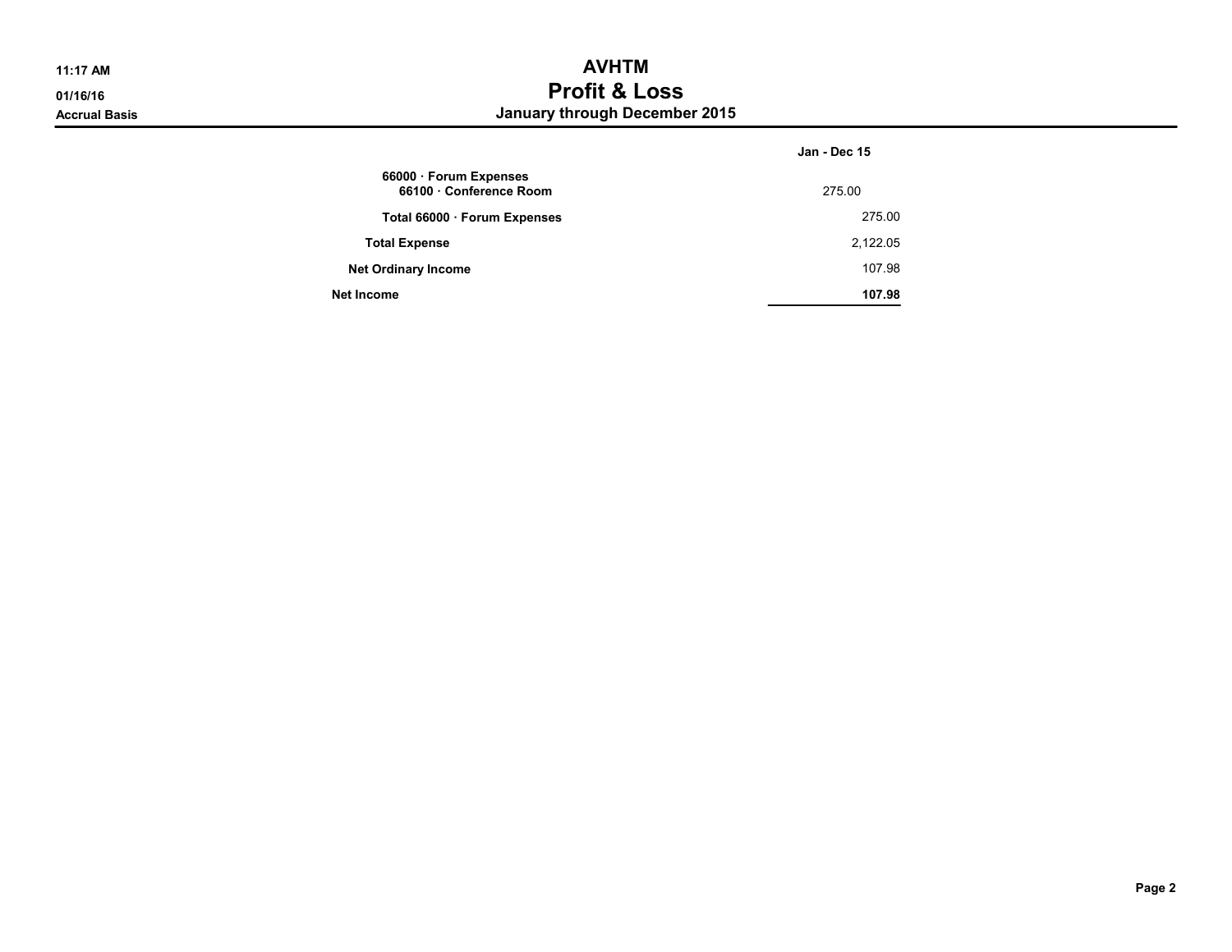# AVHTM
## Profit & Loss
### January through December 2015

11:17 AM
01/16/16
Accrual Basis

| | Jan - Dec 15 |
|---|---|
| 66000 · Forum Expenses | |
| 66100 · Conference Room | 275.00 |
| Total 66000 · Forum Expenses | 275.00 |
| Total Expense | 2,122.05 |
| Net Ordinary Income | 107.98 |
| **Net Income** | **107.98** |